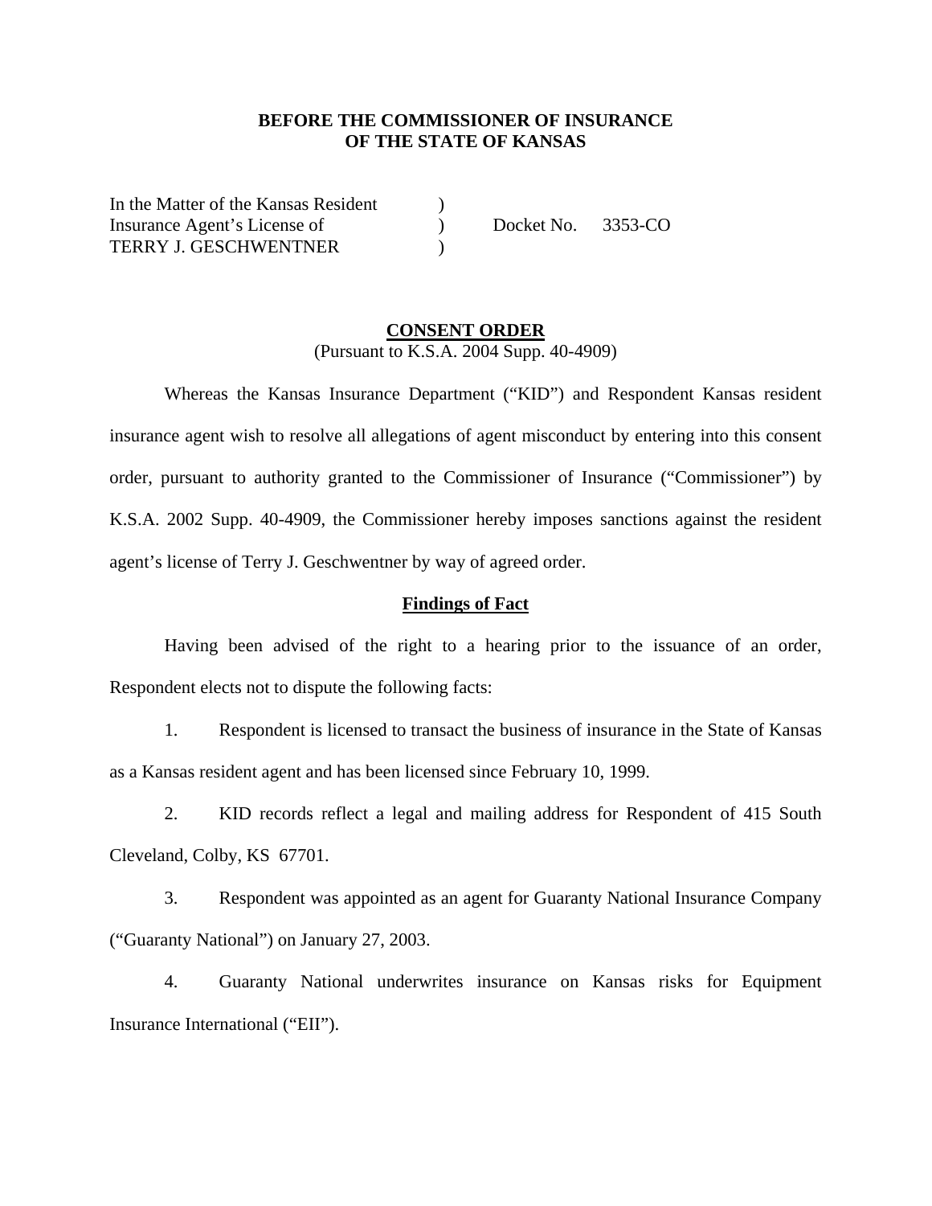**BEFORE THE COMMISSIONER OF INSURANCE**
**OF THE STATE OF KANSAS**

In the Matter of the Kansas Resident )
Insurance Agent's License of ) Docket No. 3353-CO
TERRY J. GESCHWENTNER )

## CONSENT ORDER

(Pursuant to K.S.A. 2004 Supp. 40-4909)

Whereas the Kansas Insurance Department ("KID") and Respondent Kansas resident insurance agent wish to resolve all allegations of agent misconduct by entering into this consent order, pursuant to authority granted to the Commissioner of Insurance ("Commissioner") by K.S.A. 2002 Supp. 40-4909, the Commissioner hereby imposes sanctions against the resident agent's license of Terry J. Geschwentner by way of agreed order.

### Findings of Fact

Having been advised of the right to a hearing prior to the issuance of an order, Respondent elects not to dispute the following facts:

1. Respondent is licensed to transact the business of insurance in the State of Kansas as a Kansas resident agent and has been licensed since February 10, 1999.

2. KID records reflect a legal and mailing address for Respondent of 415 South Cleveland, Colby, KS 67701.

3. Respondent was appointed as an agent for Guaranty National Insurance Company ("Guaranty National") on January 27, 2003.

4. Guaranty National underwrites insurance on Kansas risks for Equipment Insurance International ("EII").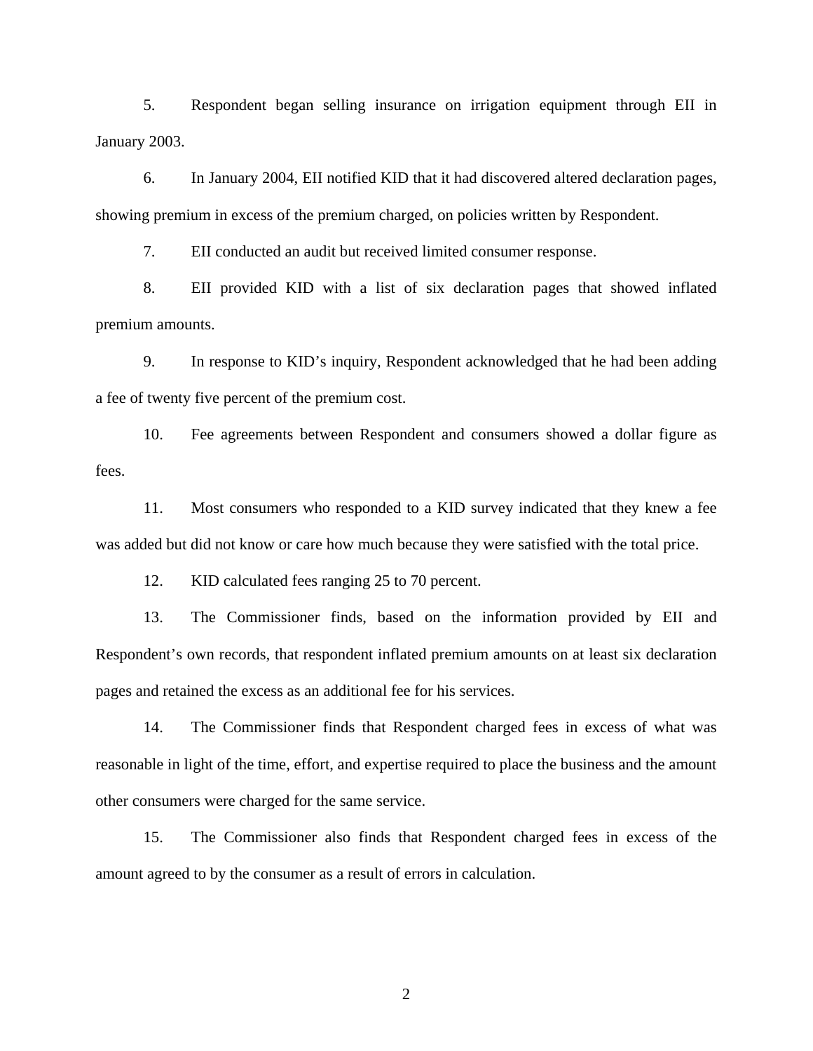5. Respondent began selling insurance on irrigation equipment through EII in January 2003.

6. In January 2004, EII notified KID that it had discovered altered declaration pages, showing premium in excess of the premium charged, on policies written by Respondent.

7. EII conducted an audit but received limited consumer response.

8. EII provided KID with a list of six declaration pages that showed inflated premium amounts.

9. In response to KID's inquiry, Respondent acknowledged that he had been adding a fee of twenty five percent of the premium cost.

10. Fee agreements between Respondent and consumers showed a dollar figure as fees.

11. Most consumers who responded to a KID survey indicated that they knew a fee was added but did not know or care how much because they were satisfied with the total price.

12. KID calculated fees ranging 25 to 70 percent.

13. The Commissioner finds, based on the information provided by EII and Respondent's own records, that respondent inflated premium amounts on at least six declaration pages and retained the excess as an additional fee for his services.

14. The Commissioner finds that Respondent charged fees in excess of what was reasonable in light of the time, effort, and expertise required to place the business and the amount other consumers were charged for the same service.

15. The Commissioner also finds that Respondent charged fees in excess of the amount agreed to by the consumer as a result of errors in calculation.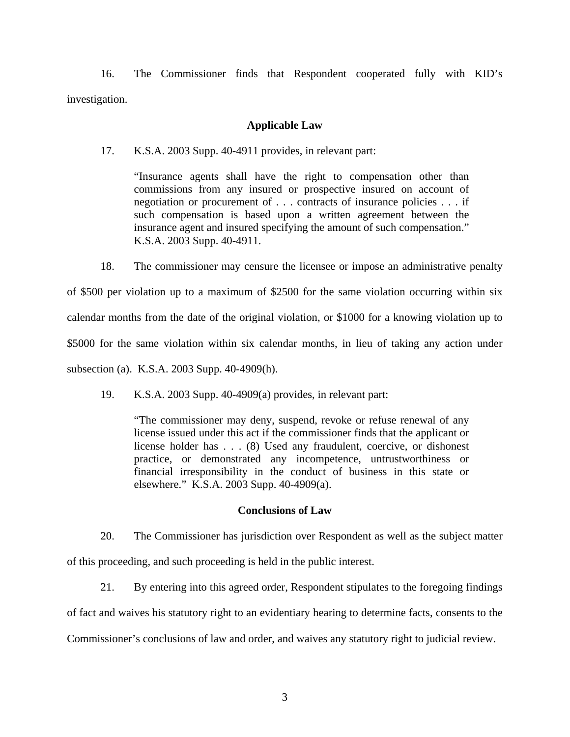16. The Commissioner finds that Respondent cooperated fully with KID's investigation.

## Applicable Law

17. K.S.A. 2003 Supp. 40-4911 provides, in relevant part:

> "Insurance agents shall have the right to compensation other than commissions from any insured or prospective insured on account of negotiation or procurement of . . . contracts of insurance policies . . . if such compensation is based upon a written agreement between the insurance agent and insured specifying the amount of such compensation." K.S.A. 2003 Supp. 40-4911.

18. The commissioner may censure the licensee or impose an administrative penalty of $500 per violation up to a maximum of $2500 for the same violation occurring within six calendar months from the date of the original violation, or $1000 for a knowing violation up to $5000 for the same violation within six calendar months, in lieu of taking any action under subsection (a). K.S.A. 2003 Supp. 40-4909(h).

19. K.S.A. 2003 Supp. 40-4909(a) provides, in relevant part:

> "The commissioner may deny, suspend, revoke or refuse renewal of any license issued under this act if the commissioner finds that the applicant or license holder has . . . (8) Used any fraudulent, coercive, or dishonest practice, or demonstrated any incompetence, untrustworthiness or financial irresponsibility in the conduct of business in this state or elsewhere." K.S.A. 2003 Supp. 40-4909(a).

## Conclusions of Law

20. The Commissioner has jurisdiction over Respondent as well as the subject matter of this proceeding, and such proceeding is held in the public interest.

21. By entering into this agreed order, Respondent stipulates to the foregoing findings of fact and waives his statutory right to an evidentiary hearing to determine facts, consents to the Commissioner's conclusions of law and order, and waives any statutory right to judicial review.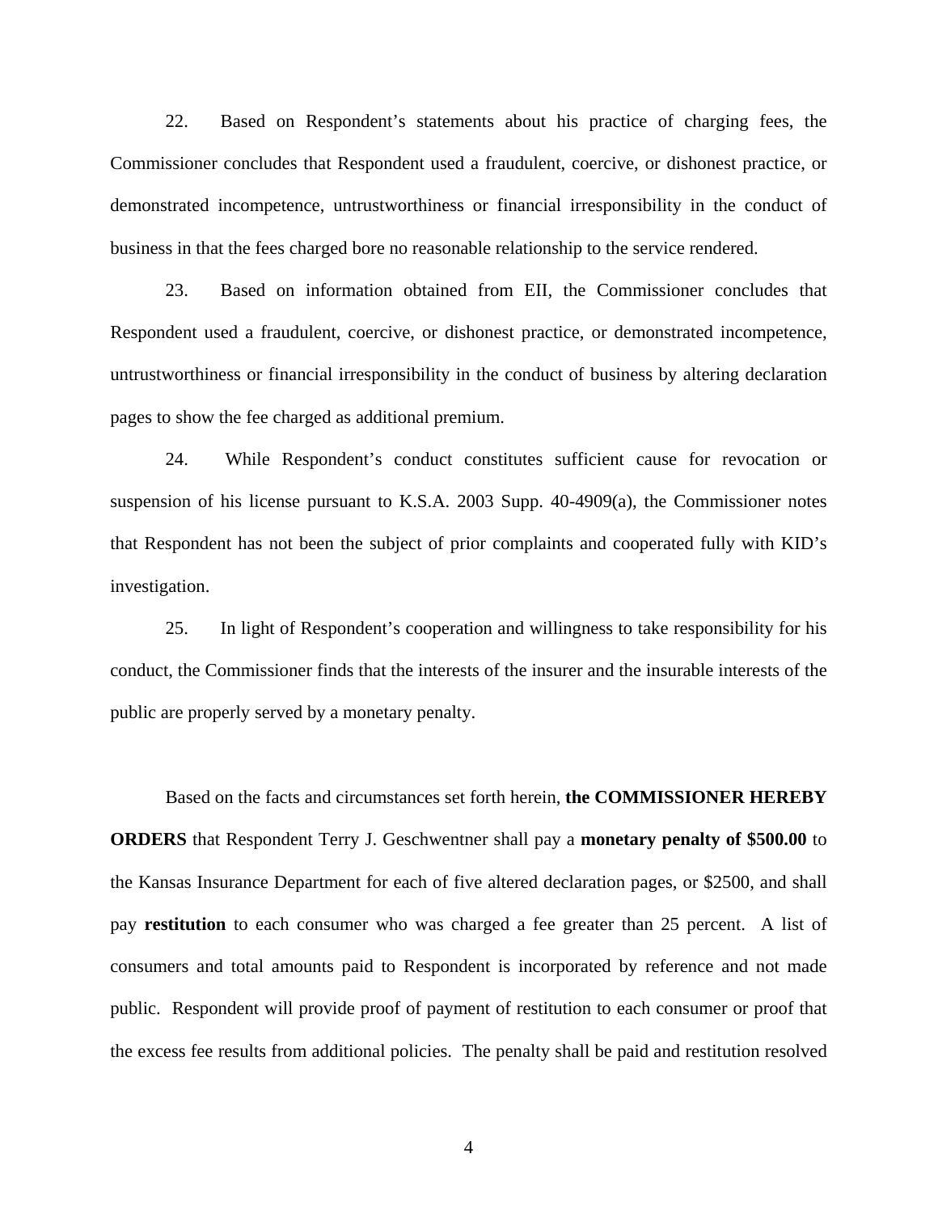22. Based on Respondent's statements about his practice of charging fees, the Commissioner concludes that Respondent used a fraudulent, coercive, or dishonest practice, or demonstrated incompetence, untrustworthiness or financial irresponsibility in the conduct of business in that the fees charged bore no reasonable relationship to the service rendered.

23. Based on information obtained from EII, the Commissioner concludes that Respondent used a fraudulent, coercive, or dishonest practice, or demonstrated incompetence, untrustworthiness or financial irresponsibility in the conduct of business by altering declaration pages to show the fee charged as additional premium.

24. While Respondent's conduct constitutes sufficient cause for revocation or suspension of his license pursuant to K.S.A. 2003 Supp. 40-4909(a), the Commissioner notes that Respondent has not been the subject of prior complaints and cooperated fully with KID's investigation.

25. In light of Respondent's cooperation and willingness to take responsibility for his conduct, the Commissioner finds that the interests of the insurer and the insurable interests of the public are properly served by a monetary penalty.

Based on the facts and circumstances set forth herein, **the COMMISSIONER HEREBY ORDERS** that Respondent Terry J. Geschwentner shall pay a **monetary penalty of $500.00** to the Kansas Insurance Department for each of five altered declaration pages, or $2500, and shall pay **restitution** to each consumer who was charged a fee greater than 25 percent. A list of consumers and total amounts paid to Respondent is incorporated by reference and not made public. Respondent will provide proof of payment of restitution to each consumer or proof that the excess fee results from additional policies. The penalty shall be paid and restitution resolved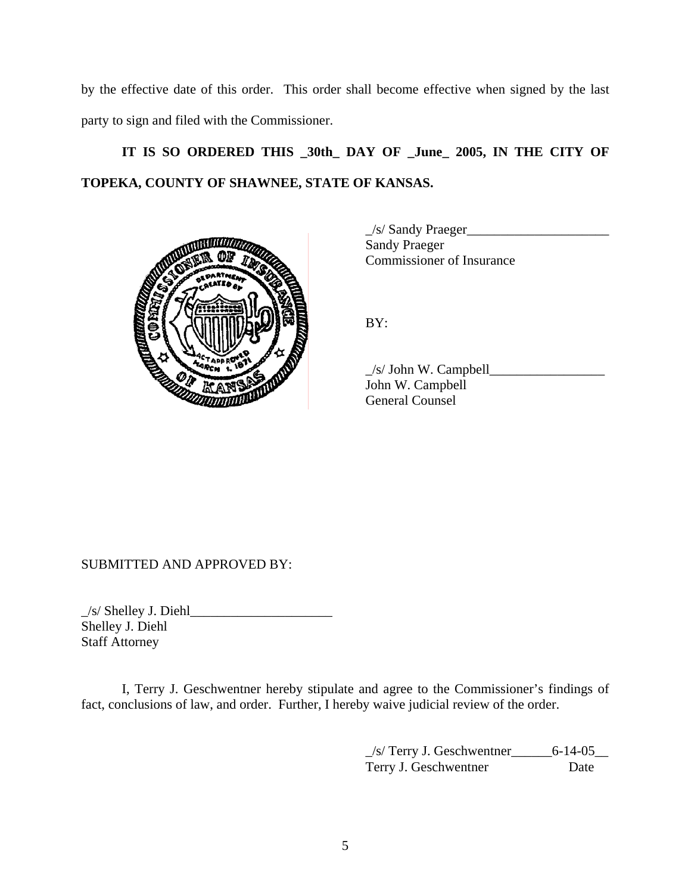by the effective date of this order. This order shall become effective when signed by the last party to sign and filed with the Commissioner.

**IT IS SO ORDERED THIS _30th_ DAY OF _June_ 2005, IN THE CITY OF TOPEKA, COUNTY OF SHAWNEE, STATE OF KANSAS.**

_/s/ Sandy Praeger_____________________
Sandy Praeger
Commissioner of Insurance

BY:

_/s/ John W. Campbell_________________
John W. Campbell
General Counsel

SUBMITTED AND APPROVED BY:

_/s/ Shelley J. Diehl_____________________
Shelley J. Diehl
Staff Attorney

I, Terry J. Geschwentner hereby stipulate and agree to the Commissioner's findings of fact, conclusions of law, and order. Further, I hereby waive judicial review of the order.

_/s/ Terry J. Geschwentner______6-14-05__
Terry J. Geschwentner Date